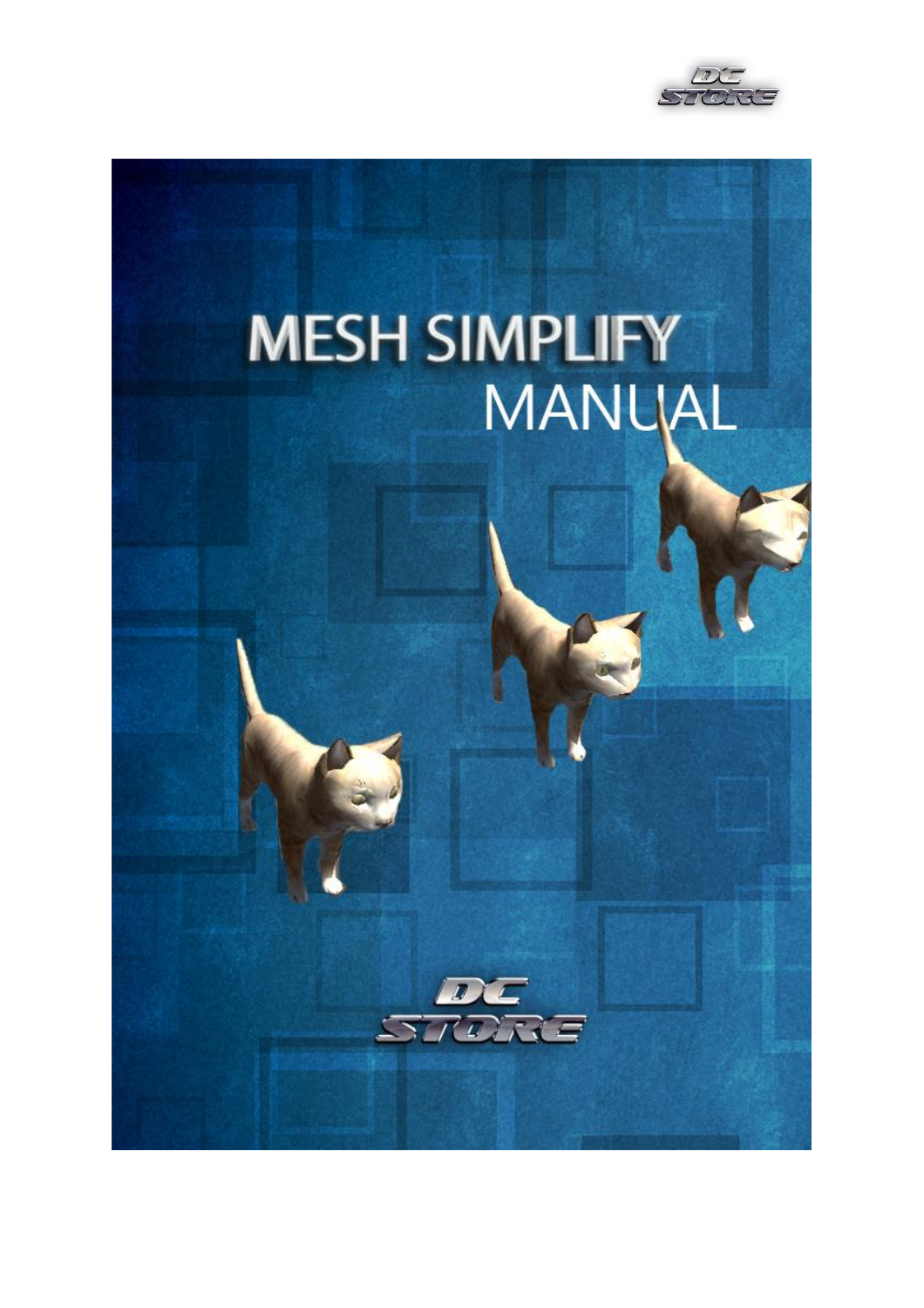# MESH SIMPLIFY

## MANUAL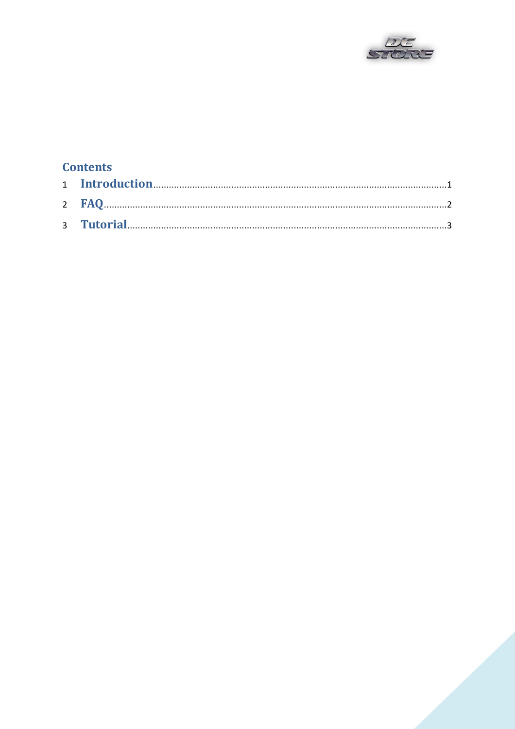# Contents

1 Introduction ........................................................ 1

2 FAQ ........................................................ 2

3 Tutorial ........................................................ 3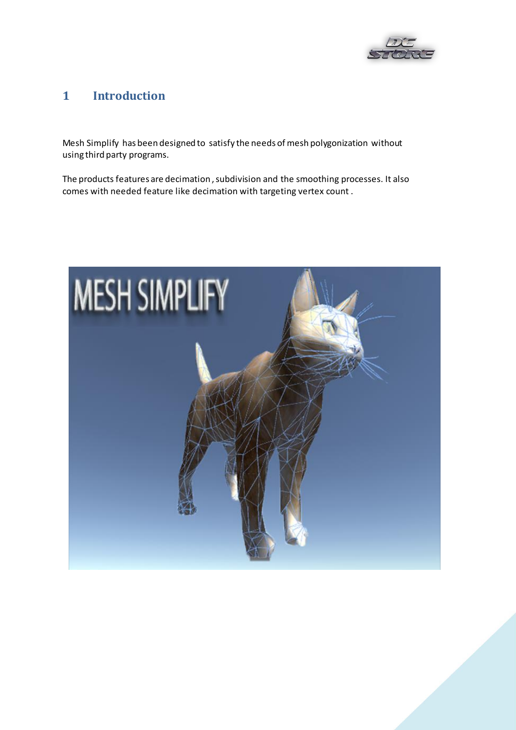# 1 Introduction

Mesh Simplify has been designed to satisfy the needs of mesh polygonization without using third party programs.

The products features are decimation , subdivision and the smoothing processes. It also comes with needed feature like decimation with targeting vertex count .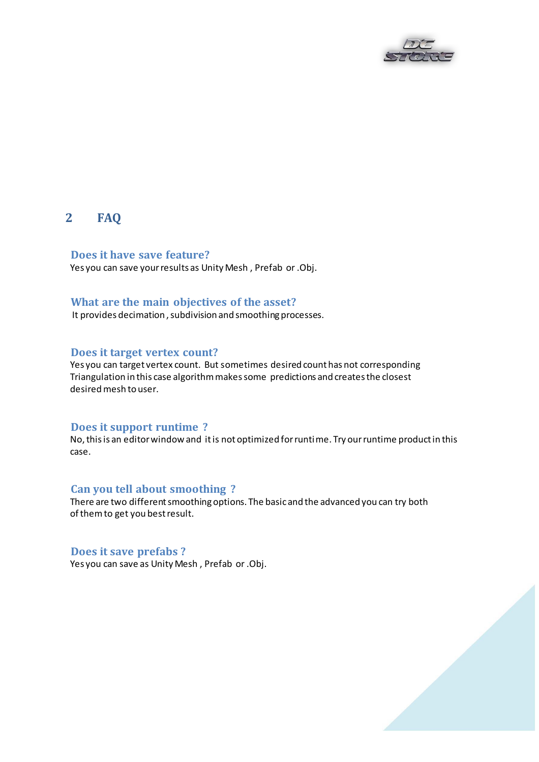## 2 FAQ

### Does it have save feature?

Yes you can save your results as Unity Mesh , Prefab or .Obj.

### What are the main objectives of the asset?

It provides decimation , subdivision and smoothing processes.

### Does it target vertex count?

Yes you can target vertex count. But sometimes desired count has not corresponding Triangulation in this case algorithm makes some predictions and creates the closest desired mesh to user.

### Does it support runtime ?

No, this is an editor window and it is not optimized for runtime. Try our runtime product in this case.

### Can you tell about smoothing ?

There are two different smoothing options. The basic and the advanced you can try both of them to get you best result.

### Does it save prefabs ?

Yes you can save as Unity Mesh , Prefab or .Obj.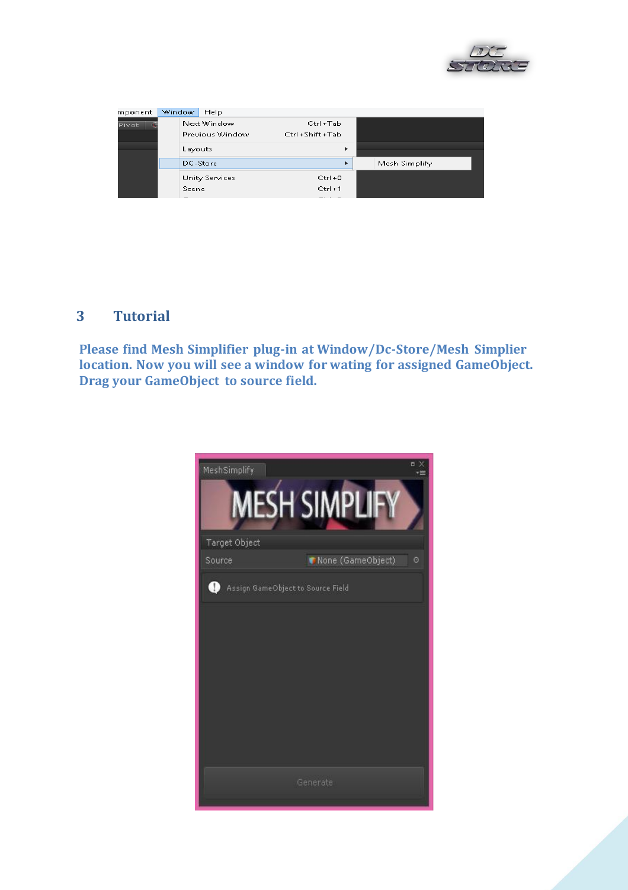## 3 Tutorial

**Please find Mesh Simplifier plug-in at Window/Dc-Store/Mesh Simplier location. Now you will see a window for wating for assigned GameObject. Drag your GameObject to source field.**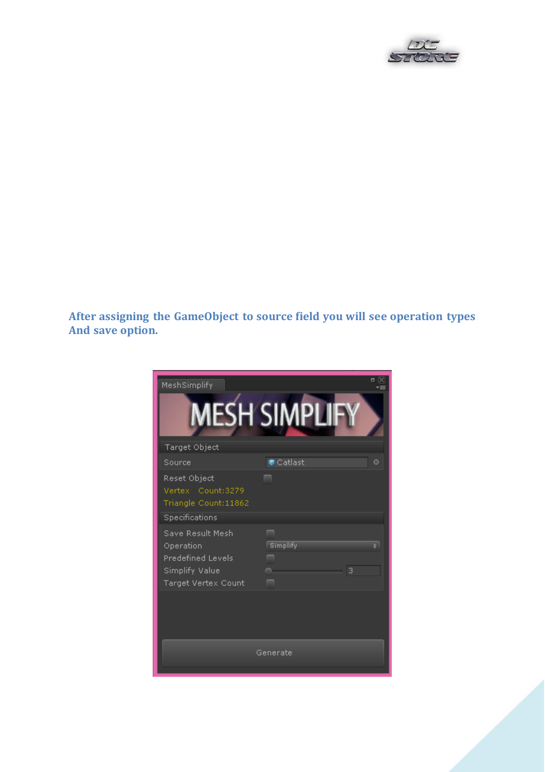**After assigning the GameObject to source field you will see operation types And save option.**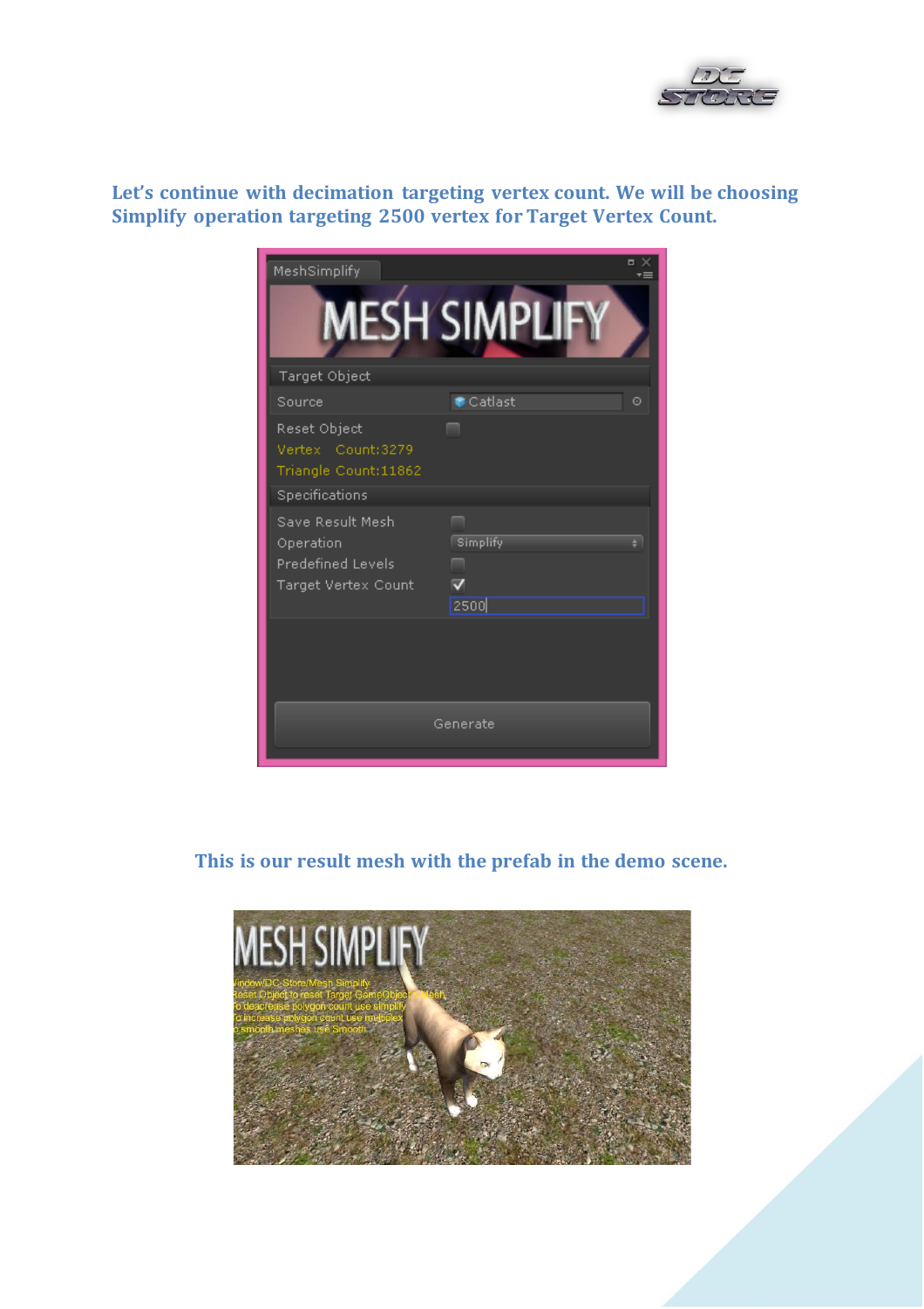Let's continue with decimation targeting vertex count. We will be choosing Simplify operation targeting 2500 vertex for Target Vertex Count.

This is our result mesh with the prefab in the demo scene.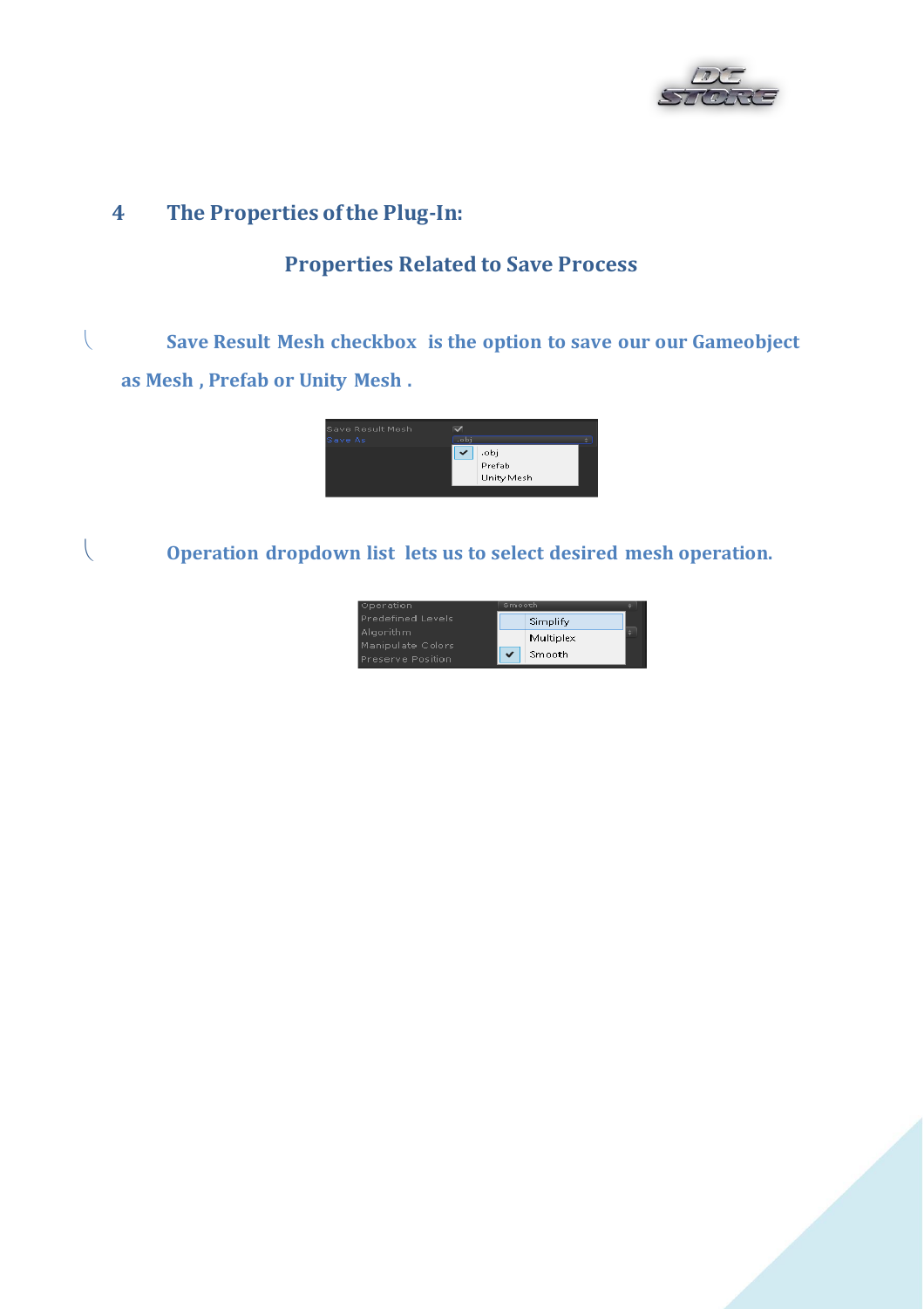# 4 The Properties of the Plug-In:

## Properties Related to Save Process

- **Save Result Mesh checkbox** is the option to save our our Gameobject as Mesh , Prefab or Unity Mesh .

- **Operation dropdown list** lets us to select desired mesh operation.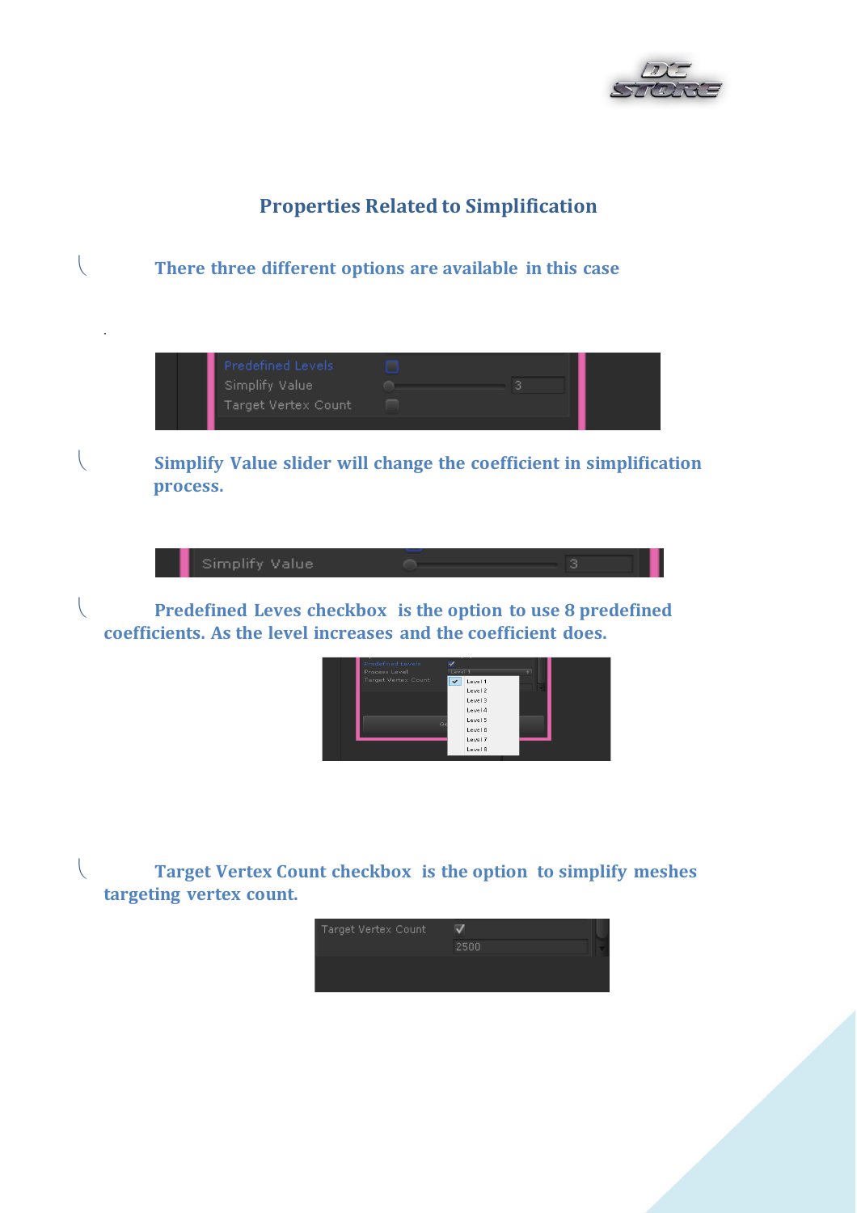## Properties Related to Simplification

- **There three different options are available in this case**

- **Simplify Value slider will change the coefficient in simplification process.**

- **Predefined Leves checkbox is the option to use 8 predefined coefficients. As the level increases and the coefficient does.**

- **Target Vertex Count checkbox is the option to simplify meshes targeting vertex count.**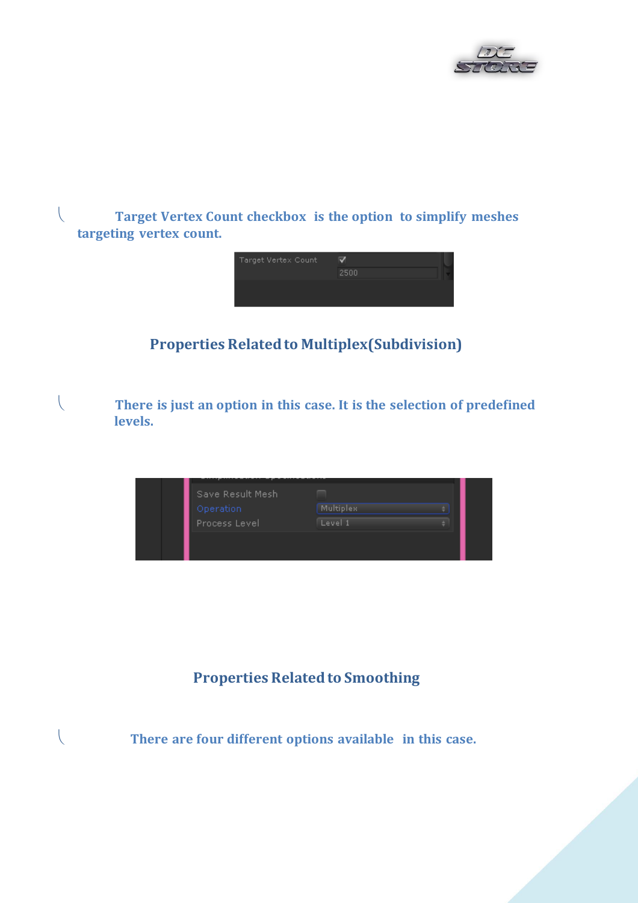Target Vertex Count checkbox is the option to simplify meshes targeting vertex count.

## Properties Related to Multiplex(Subdivision)

There is just an option in this case. It is the selection of predefined levels.

## Properties Related to Smoothing

There are four different options available in this case.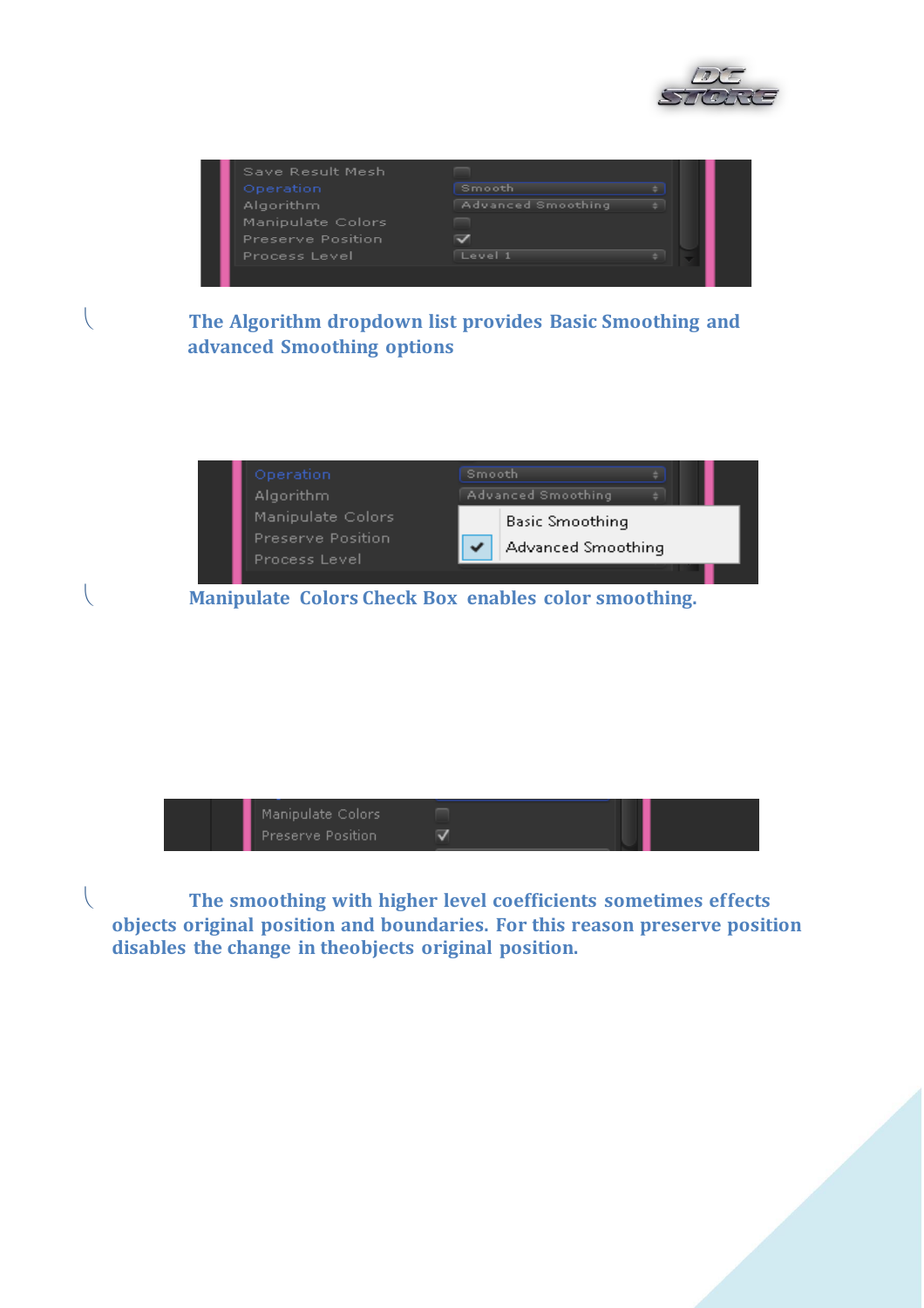**The Algorithm dropdown list provides Basic Smoothing and advanced Smoothing options**

**Manipulate Colors Check Box enables color smoothing.**

**The smoothing with higher level coefficients sometimes effects objects original position and boundaries. For this reason preserve position disables the change in theobjects original position.**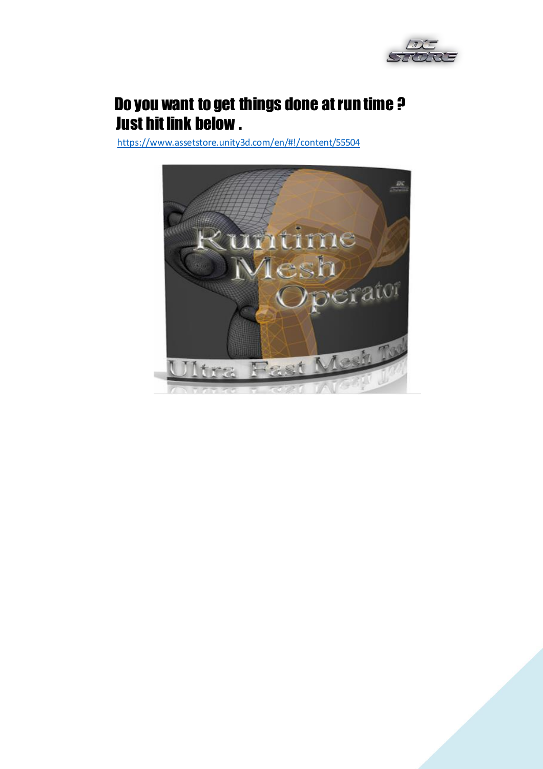**Do you want to get things done at run time ?**
**Just hit link below .**

https://www.assetstore.unity3d.com/en/#!/content/55504